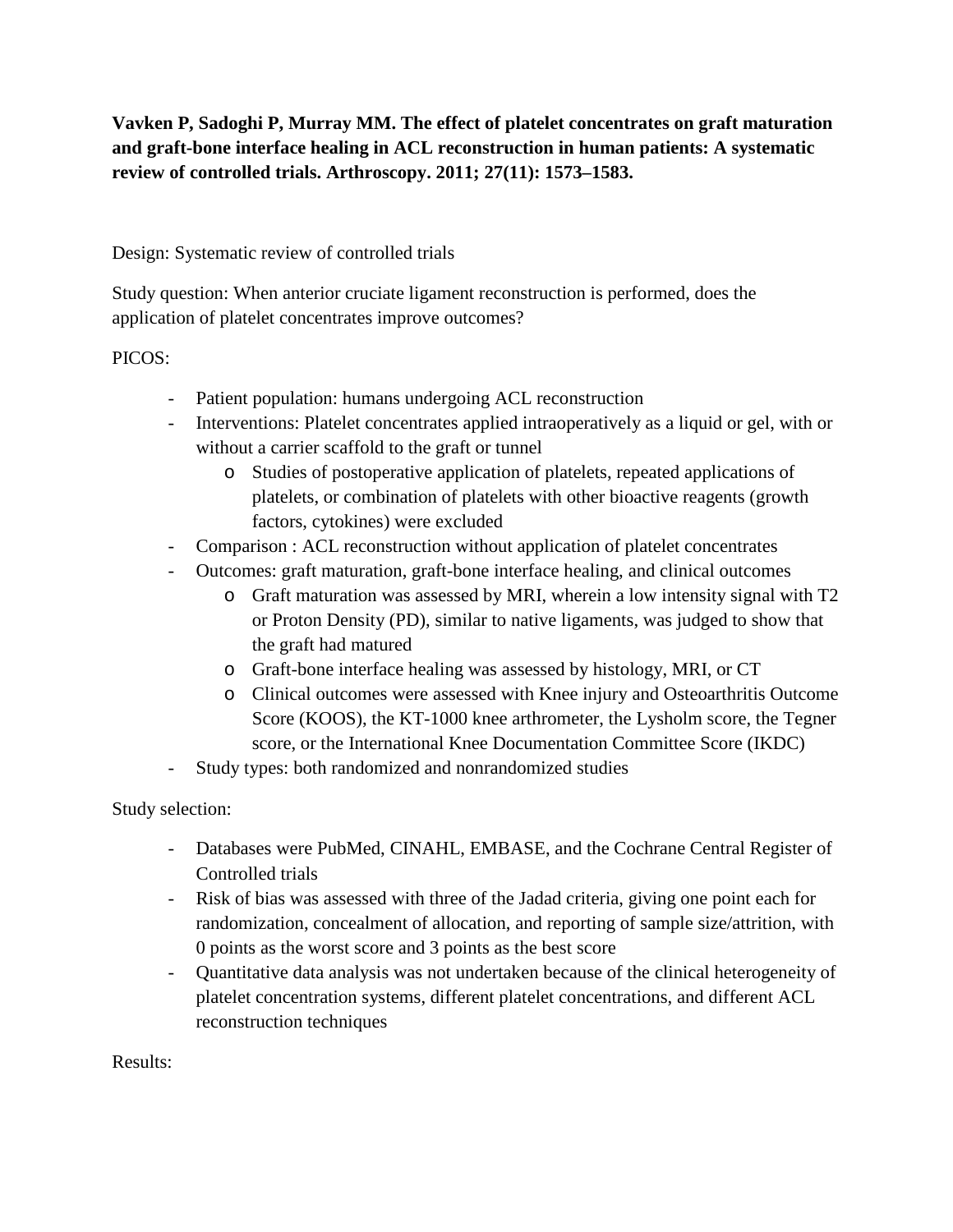**Vavken P, Sadoghi P, Murray MM. The effect of platelet concentrates on graft maturation and graft-bone interface healing in ACL reconstruction in human patients: A systematic review of controlled trials. Arthroscopy. 2011; 27(11): 1573–1583.**

Design: Systematic review of controlled trials

Study question: When anterior cruciate ligament reconstruction is performed, does the application of platelet concentrates improve outcomes?

PICOS:

- Patient population: humans undergoing ACL reconstruction
- Interventions: Platelet concentrates applied intraoperatively as a liquid or gel, with or without a carrier scaffold to the graft or tunnel
    - Studies of postoperative application of platelets, repeated applications of platelets, or combination of platelets with other bioactive reagents (growth factors, cytokines) were excluded
- Comparison : ACL reconstruction without application of platelet concentrates
- Outcomes: graft maturation, graft-bone interface healing, and clinical outcomes
    - Graft maturation was assessed by MRI, wherein a low intensity signal with T2 or Proton Density (PD), similar to native ligaments, was judged to show that the graft had matured
    - Graft-bone interface healing was assessed by histology, MRI, or CT
    - Clinical outcomes were assessed with Knee injury and Osteoarthritis Outcome Score (KOOS), the KT-1000 knee arthrometer, the Lysholm score, the Tegner score, or the International Knee Documentation Committee Score (IKDC)
- Study types: both randomized and nonrandomized studies

Study selection:

- Databases were PubMed, CINAHL, EMBASE, and the Cochrane Central Register of Controlled trials
- Risk of bias was assessed with three of the Jadad criteria, giving one point each for randomization, concealment of allocation, and reporting of sample size/attrition, with 0 points as the worst score and 3 points as the best score
- Quantitative data analysis was not undertaken because of the clinical heterogeneity of platelet concentration systems, different platelet concentrations, and different ACL reconstruction techniques

Results: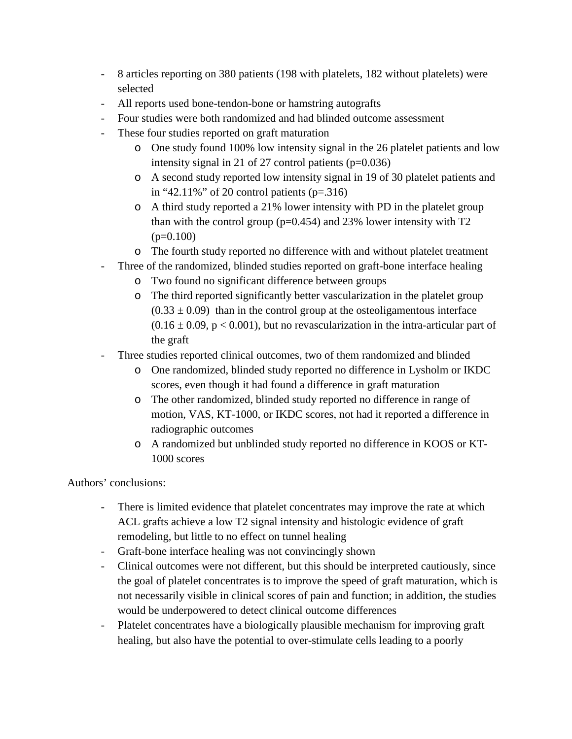- 8 articles reporting on 380 patients (198 with platelets, 182 without platelets) were selected
- All reports used bone-tendon-bone or hamstring autografts
- Four studies were both randomized and had blinded outcome assessment
- These four studies reported on graft maturation
    - One study found 100% low intensity signal in the 26 platelet patients and low intensity signal in 21 of 27 control patients ($p=0.036$)
    - A second study reported low intensity signal in 19 of 30 platelet patients and in "42.11%" of 20 control patients ($p=.316$)
    - A third study reported a 21% lower intensity with PD in the platelet group than with the control group ($p=0.454$) and 23% lower intensity with T2 ($p=0.100$)
    - The fourth study reported no difference with and without platelet treatment
- Three of the randomized, blinded studies reported on graft-bone interface healing
    - Two found no significant difference between groups
    - The third reported significantly better vascularization in the platelet group ($0.33 \pm 0.09$) than in the control group at the osteoligamentous interface ($0.16 \pm 0.09$, $p < 0.001$), but no revascularization in the intra-articular part of the graft
- Three studies reported clinical outcomes, two of them randomized and blinded
    - One randomized, blinded study reported no difference in Lysholm or IKDC scores, even though it had found a difference in graft maturation
    - The other randomized, blinded study reported no difference in range of motion, VAS, KT-1000, or IKDC scores, not had it reported a difference in radiographic outcomes
    - A randomized but unblinded study reported no difference in KOOS or KT-1000 scores

Authors' conclusions:

- There is limited evidence that platelet concentrates may improve the rate at which ACL grafts achieve a low T2 signal intensity and histologic evidence of graft remodeling, but little to no effect on tunnel healing
- Graft-bone interface healing was not convincingly shown
- Clinical outcomes were not different, but this should be interpreted cautiously, since the goal of platelet concentrates is to improve the speed of graft maturation, which is not necessarily visible in clinical scores of pain and function; in addition, the studies would be underpowered to detect clinical outcome differences
- Platelet concentrates have a biologically plausible mechanism for improving graft healing, but also have the potential to over-stimulate cells leading to a poorly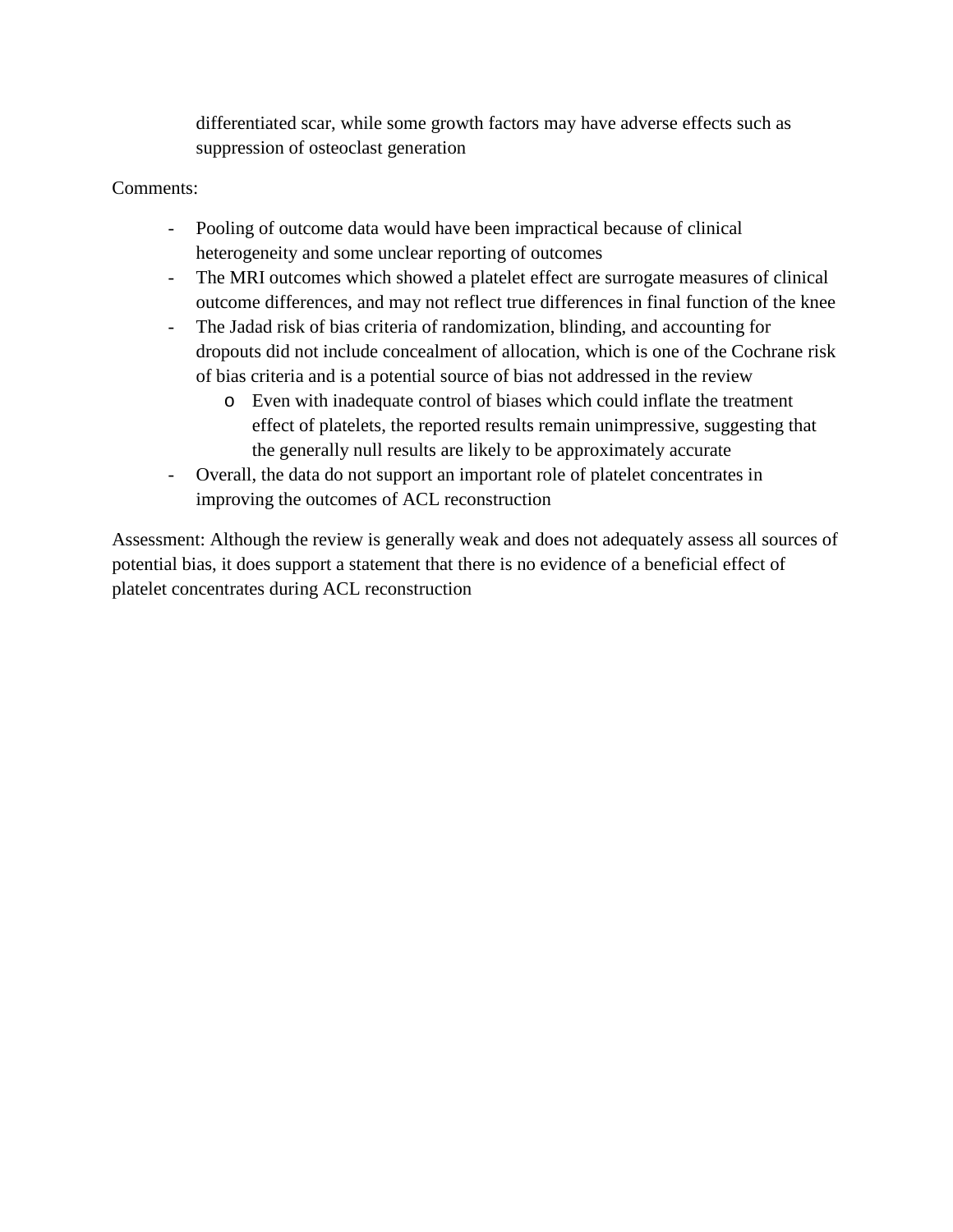differentiated scar, while some growth factors may have adverse effects such as suppression of osteoclast generation

Comments:

- Pooling of outcome data would have been impractical because of clinical heterogeneity and some unclear reporting of outcomes
- The MRI outcomes which showed a platelet effect are surrogate measures of clinical outcome differences, and may not reflect true differences in final function of the knee
- The Jadad risk of bias criteria of randomization, blinding, and accounting for dropouts did not include concealment of allocation, which is one of the Cochrane risk of bias criteria and is a potential source of bias not addressed in the review
    - Even with inadequate control of biases which could inflate the treatment effect of platelets, the reported results remain unimpressive, suggesting that the generally null results are likely to be approximately accurate
- Overall, the data do not support an important role of platelet concentrates in improving the outcomes of ACL reconstruction

Assessment: Although the review is generally weak and does not adequately assess all sources of potential bias, it does support a statement that there is no evidence of a beneficial effect of platelet concentrates during ACL reconstruction